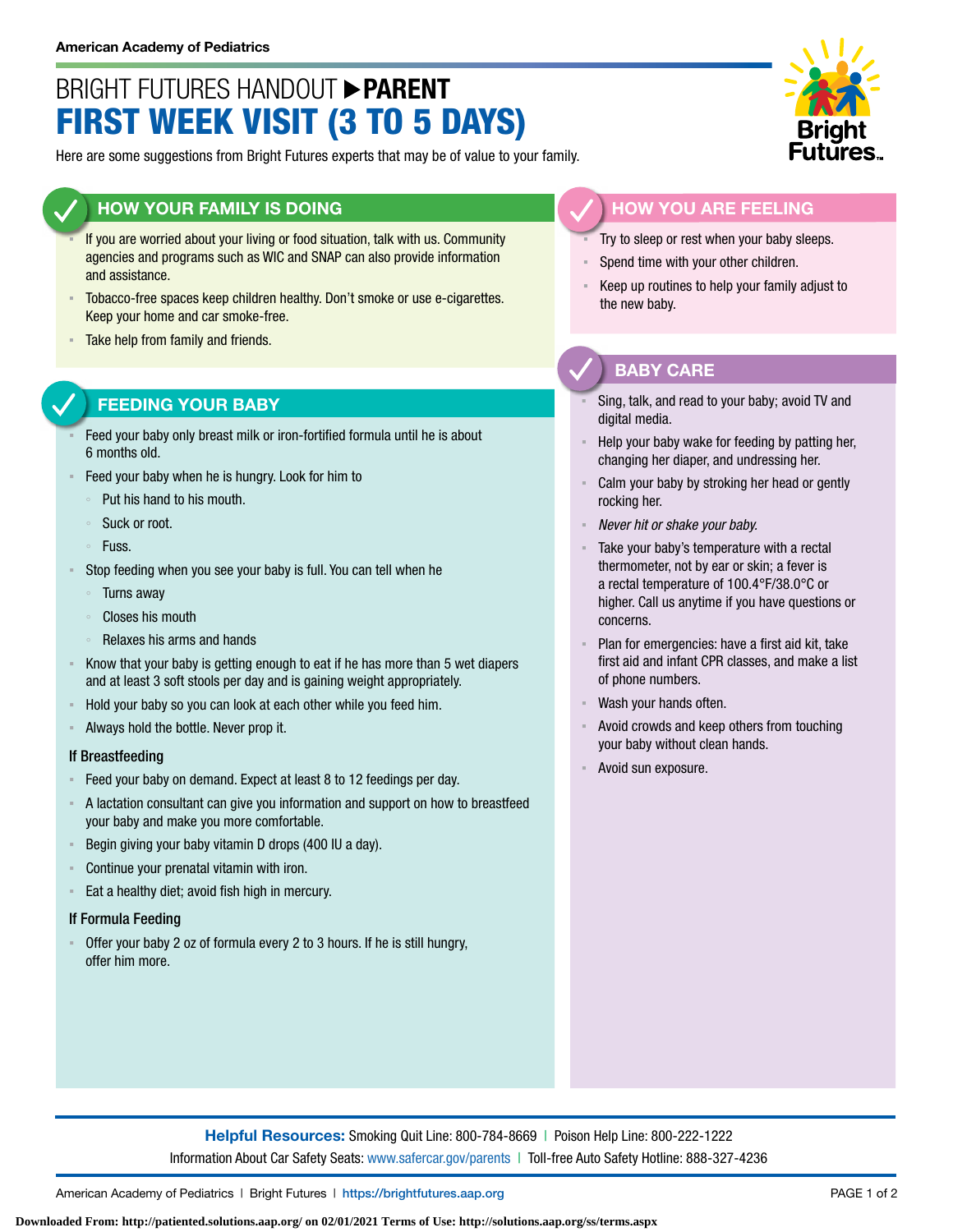American Academy of Pediatrics

# BRIGHT FUTURES HANDOUT ▶ PARENT

# FIRST WEEK VISIT (3 TO 5 DAYS)

Here are some suggestions from Bright Futures experts that may be of value to your family.

## HOW YOUR FAMILY IS DOING

- If you are worried about your living or food situation, talk with us. Community agencies and programs such as WIC and SNAP can also provide information and assistance.
- Tobacco-free spaces keep children healthy. Don't smoke or use e-cigarettes. Keep your home and car smoke-free.
- Take help from family and friends.

## FEEDING YOUR BABY

- Feed your baby only breast milk or iron-fortified formula until he is about 6 months old.
- Feed your baby when he is hungry. Look for him to
  - Put his hand to his mouth.
  - Suck or root.
  - Fuss.
- Stop feeding when you see your baby is full. You can tell when he
  - Turns away
  - Closes his mouth
  - Relaxes his arms and hands
- Know that your baby is getting enough to eat if he has more than 5 wet diapers and at least 3 soft stools per day and is gaining weight appropriately.
- Hold your baby so you can look at each other while you feed him.
- Always hold the bottle. Never prop it.

### If Breastfeeding

- Feed your baby on demand. Expect at least 8 to 12 feedings per day.
- A lactation consultant can give you information and support on how to breastfeed your baby and make you more comfortable.
- Begin giving your baby vitamin D drops (400 IU a day).
- Continue your prenatal vitamin with iron.
- Eat a healthy diet; avoid fish high in mercury.

### If Formula Feeding

- Offer your baby 2 oz of formula every 2 to 3 hours. If he is still hungry, offer him more.

## HOW YOU ARE FEELING

- Try to sleep or rest when your baby sleeps.
- Spend time with your other children.
- Keep up routines to help your family adjust to the new baby.

## BABY CARE

- Sing, talk, and read to your baby; avoid TV and digital media.
- Help your baby wake for feeding by patting her, changing her diaper, and undressing her.
- Calm your baby by stroking her head or gently rocking her.
- *Never hit or shake your baby.*
- Take your baby's temperature with a rectal thermometer, not by ear or skin; a fever is a rectal temperature of 100.4°F/38.0°C or higher. Call us anytime if you have questions or concerns.
- Plan for emergencies: have a first aid kit, take first aid and infant CPR classes, and make a list of phone numbers.
- Wash your hands often.
- Avoid crowds and keep others from touching your baby without clean hands.
- Avoid sun exposure.

**Helpful Resources:** Smoking Quit Line: 800-784-8669 | Poison Help Line: 800-222-1222
Information About Car Safety Seats: www.safercar.gov/parents | Toll-free Auto Safety Hotline: 888-327-4236

American Academy of Pediatrics | Bright Futures | https://brightfutures.aap.org

Downloaded From: http://patiented.solutions.aap.org/ on 02/01/2021 Terms of Use: http://solutions.aap.org/ss/terms.aspx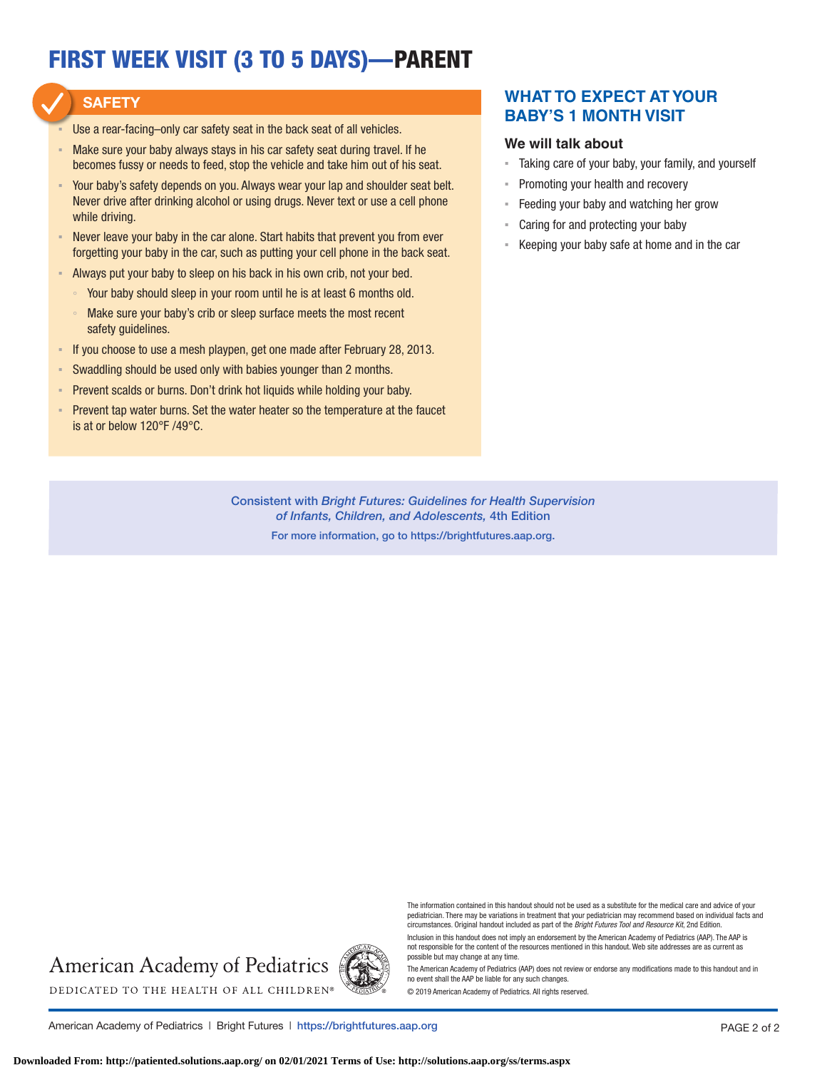# FIRST WEEK VISIT (3 TO 5 DAYS)—PARENT

## SAFETY

- Use a rear-facing–only car safety seat in the back seat of all vehicles.
- Make sure your baby always stays in his car safety seat during travel. If he becomes fussy or needs to feed, stop the vehicle and take him out of his seat.
- Your baby's safety depends on you. Always wear your lap and shoulder seat belt. Never drive after drinking alcohol or using drugs. Never text or use a cell phone while driving.
- Never leave your baby in the car alone. Start habits that prevent you from ever forgetting your baby in the car, such as putting your cell phone in the back seat.
- Always put your baby to sleep on his back in his own crib, not your bed.
    - Your baby should sleep in your room until he is at least 6 months old.
    - Make sure your baby's crib or sleep surface meets the most recent safety guidelines.
- If you choose to use a mesh playpen, get one made after February 28, 2013.
- Swaddling should be used only with babies younger than 2 months.
- Prevent scalds or burns. Don't drink hot liquids while holding your baby.
- Prevent tap water burns. Set the water heater so the temperature at the faucet is at or below 120°F /49°C.

## WHAT TO EXPECT AT YOUR BABY'S 1 MONTH VISIT

### We will talk about

- Taking care of your baby, your family, and yourself
- Promoting your health and recovery
- Feeding your baby and watching her grow
- Caring for and protecting your baby
- Keeping your baby safe at home and in the car

Consistent with *Bright Futures: Guidelines for Health Supervision of Infants, Children, and Adolescents,* 4th Edition

For more information, go to https://brightfutures.aap.org.

American Academy of Pediatrics

DEDICATED TO THE HEALTH OF ALL CHILDREN®

The information contained in this handout should not be used as a substitute for the medical care and advice of your pediatrician. There may be variations in treatment that your pediatrician may recommend based on individual facts and circumstances. Original handout included as part of the *Bright Futures Tool and Resource Kit*, 2nd Edition.

Inclusion in this handout does not imply an endorsement by the American Academy of Pediatrics (AAP). The AAP is not responsible for the content of the resources mentioned in this handout. Web site addresses are as current as possible but may change at any time.

The American Academy of Pediatrics (AAP) does not review or endorse any modifications made to this handout and in no event shall the AAP be liable for any such changes.

© 2019 American Academy of Pediatrics. All rights reserved.